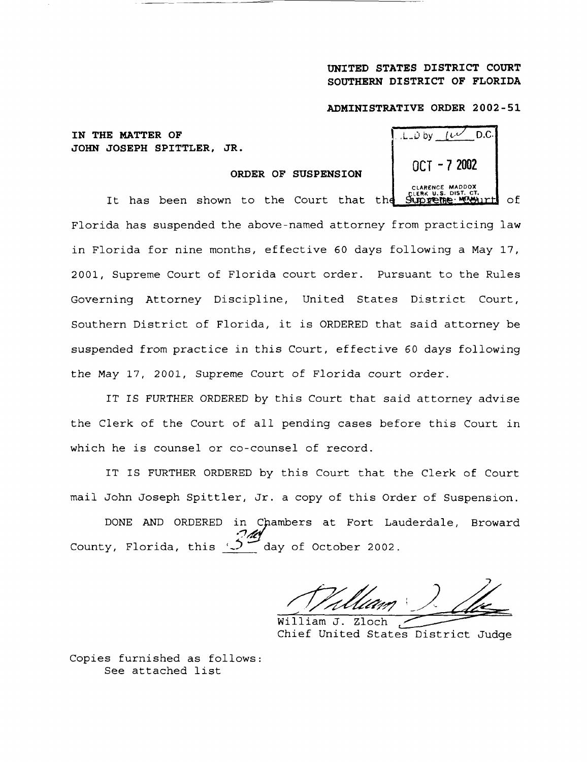**UNITED STATES DISTRICT COURT**
**SOUTHERN DISTRICT OF FLORIDA**

**ADMINISTRATIVE ORDER 2002-51**

FILED by ____ D.C.
OCT - 7 2002
CLARENCE MADDOX
CLERK U.S. DIST. CT.
S.D. OF FLA. - MIAMI

**IN THE MATTER OF**
**JOHN JOSEPH SPITTLER, JR.**

**ORDER OF SUSPENSION**

It has been shown to the Court that the Supreme Court of Florida has suspended the above-named attorney from practicing law in Florida for nine months, effective 60 days following a May 17, 2001, Supreme Court of Florida court order. Pursuant to the Rules Governing Attorney Discipline, United States District Court, Southern District of Florida, it is ORDERED that said attorney be suspended from practice in this Court, effective 60 days following the May 17, 2001, Supreme Court of Florida court order.

IT IS FURTHER ORDERED by this Court that said attorney advise the Clerk of the Court of all pending cases before this Court in which he is counsel or co-counsel of record.

IT IS FURTHER ORDERED by this Court that the Clerk of Court mail John Joseph Spittler, Jr. a copy of this Order of Suspension.

DONE AND ORDERED in Chambers at Fort Lauderdale, Broward County, Florida, this 3rd day of October 2002.

William J. Zloch
Chief United States District Judge

Copies furnished as follows:
See attached list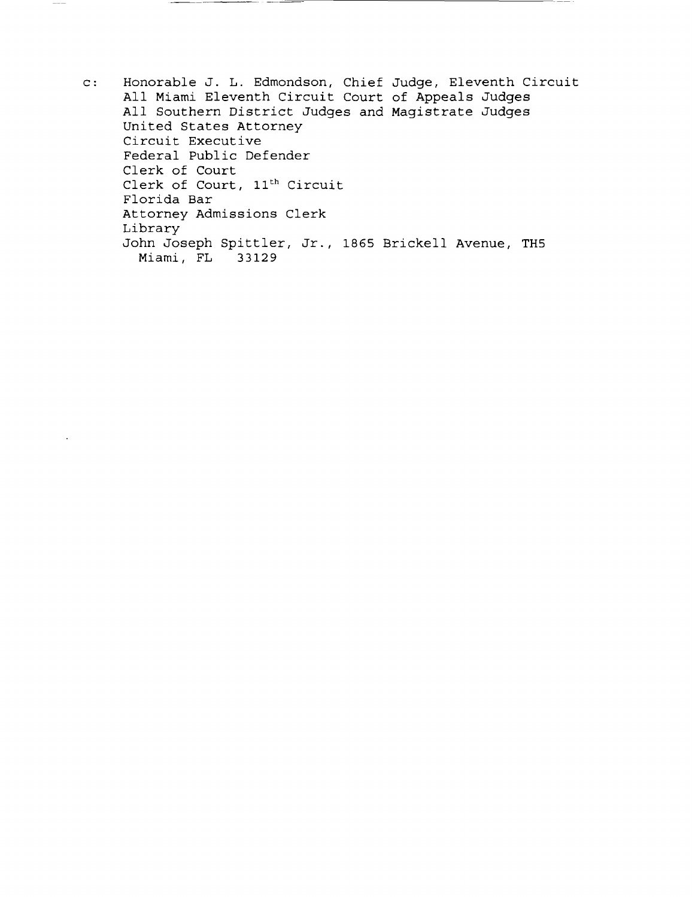c: Honorable J. L. Edmondson, Chief Judge, Eleventh Circuit
All Miami Eleventh Circuit Court of Appeals Judges
All Southern District Judges and Magistrate Judges
United States Attorney
Circuit Executive
Federal Public Defender
Clerk of Court
Clerk of Court, 11th Circuit
Florida Bar
Attorney Admissions Clerk
Library
John Joseph Spittler, Jr., 1865 Brickell Avenue, TH5
Miami, FL 33129